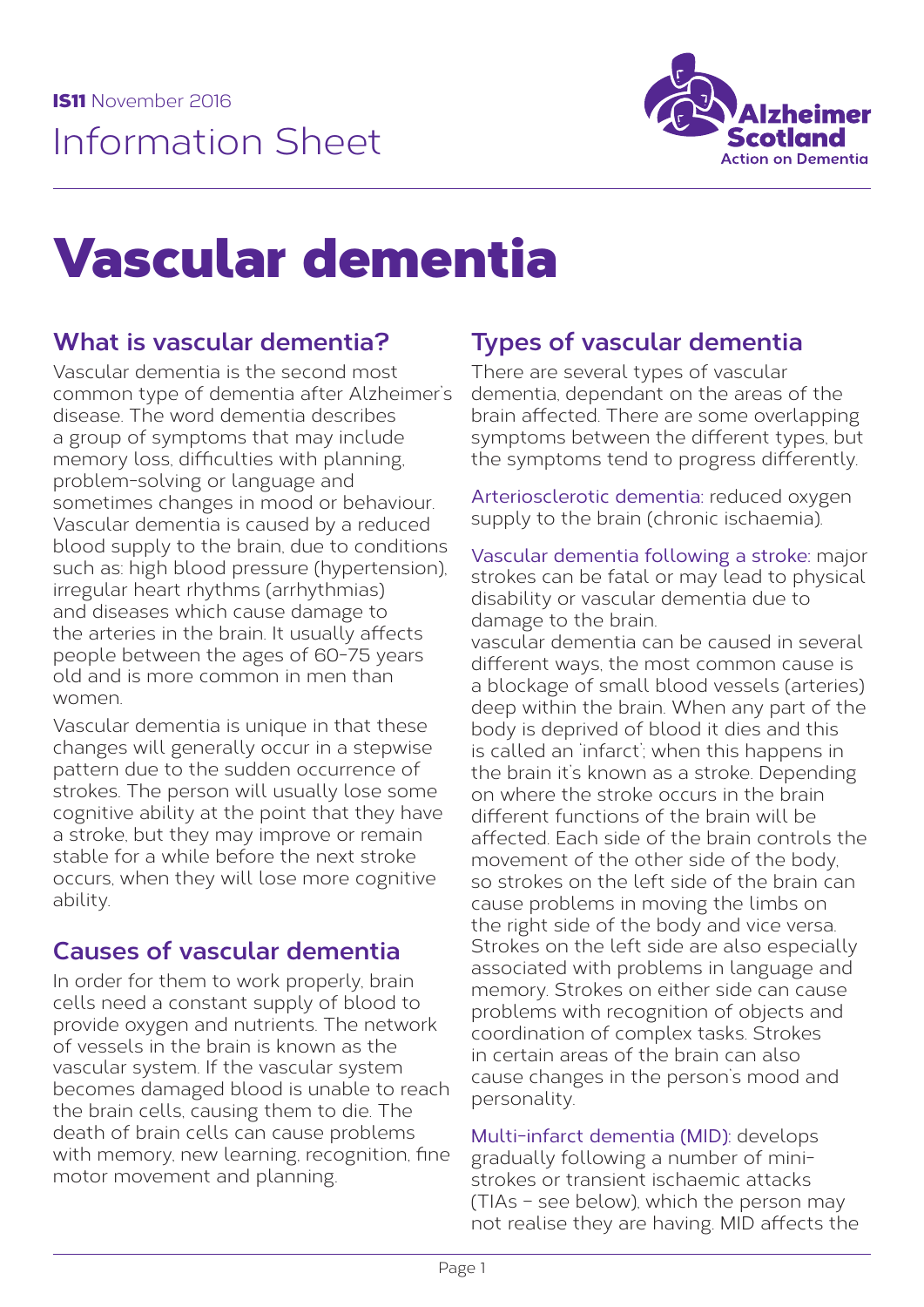**IS11** November 2016

Information Sheet

Alzheimer Scotland
Action on Dementia

# Vascular dementia

## What is vascular dementia?

Vascular dementia is the second most common type of dementia after Alzheimer's disease. The word dementia describes a group of symptoms that may include memory loss, difficulties with planning, problem-solving or language and sometimes changes in mood or behaviour. Vascular dementia is caused by a reduced blood supply to the brain, due to conditions such as: high blood pressure (hypertension), irregular heart rhythms (arrhythmias) and diseases which cause damage to the arteries in the brain. It usually affects people between the ages of 60-75 years old and is more common in men than women.

Vascular dementia is unique in that these changes will generally occur in a stepwise pattern due to the sudden occurrence of strokes. The person will usually lose some cognitive ability at the point that they have a stroke, but they may improve or remain stable for a while before the next stroke occurs, when they will lose more cognitive ability.

## Causes of vascular dementia

In order for them to work properly, brain cells need a constant supply of blood to provide oxygen and nutrients. The network of vessels in the brain is known as the vascular system. If the vascular system becomes damaged blood is unable to reach the brain cells, causing them to die. The death of brain cells can cause problems with memory, new learning, recognition, fine motor movement and planning.

## Types of vascular dementia

There are several types of vascular dementia, dependant on the areas of the brain affected. There are some overlapping symptoms between the different types, but the symptoms tend to progress differently.

Arteriosclerotic dementia: reduced oxygen supply to the brain (chronic ischaemia).

Vascular dementia following a stroke: major strokes can be fatal or may lead to physical disability or vascular dementia due to damage to the brain.
vascular dementia can be caused in several different ways, the most common cause is a blockage of small blood vessels (arteries) deep within the brain. When any part of the body is deprived of blood it dies and this is called an 'infarct'; when this happens in the brain it's known as a stroke. Depending on where the stroke occurs in the brain different functions of the brain will be affected. Each side of the brain controls the movement of the other side of the body, so strokes on the left side of the brain can cause problems in moving the limbs on the right side of the body and vice versa. Strokes on the left side are also especially associated with problems in language and memory. Strokes on either side can cause problems with recognition of objects and coordination of complex tasks. Strokes in certain areas of the brain can also cause changes in the person's mood and personality.

Multi-infarct dementia (MID): develops gradually following a number of mini-strokes or transient ischaemic attacks (TIAs – see below), which the person may not realise they are having. MID affects the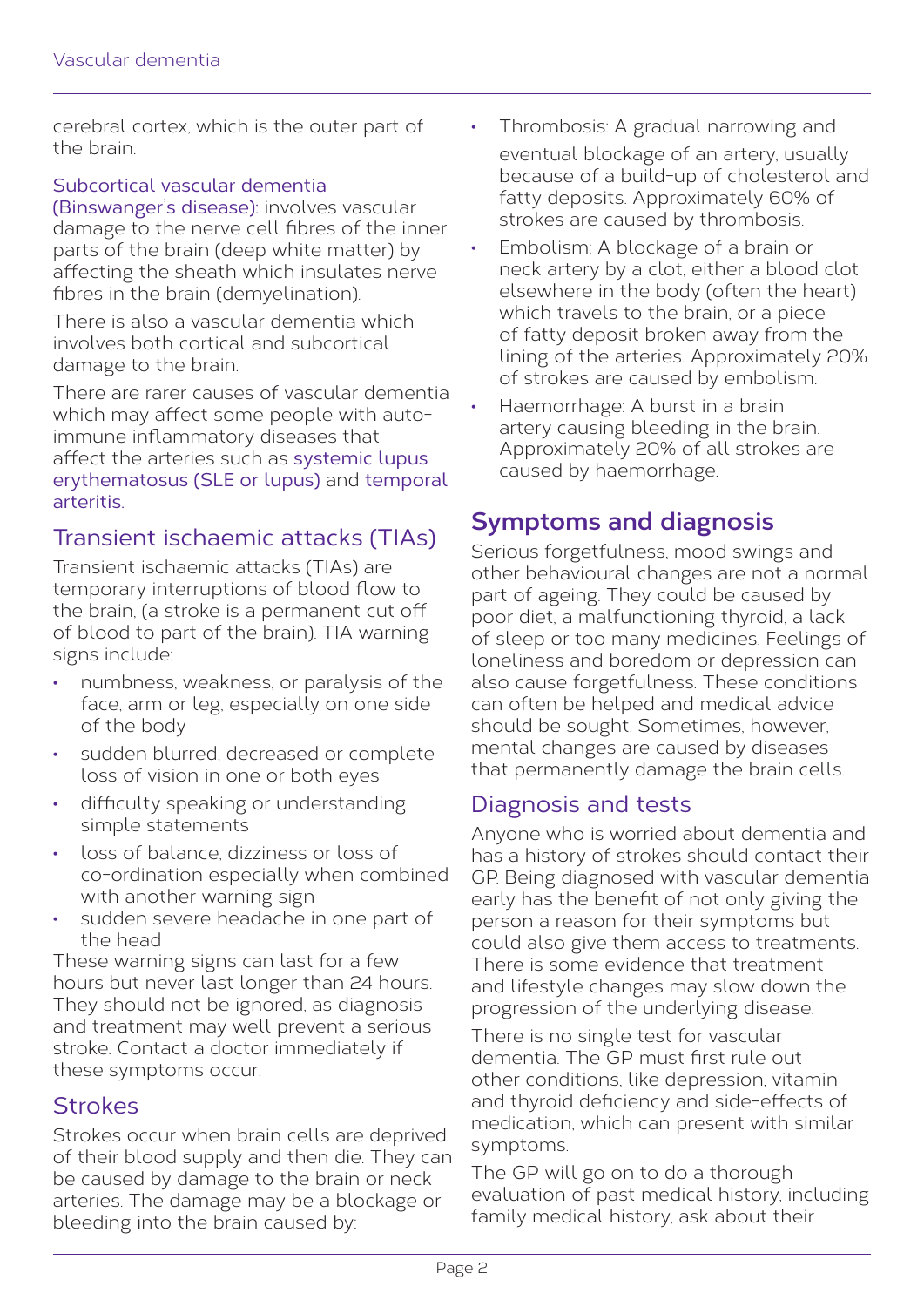cerebral cortex, which is the outer part of the brain.

Subcortical vascular dementia (Binswanger's disease): involves vascular damage to the nerve cell fibres of the inner parts of the brain (deep white matter) by affecting the sheath which insulates nerve fibres in the brain (demyelination).

There is also a vascular dementia which involves both cortical and subcortical damage to the brain.

There are rarer causes of vascular dementia which may affect some people with auto-immune inflammatory diseases that affect the arteries such as systemic lupus erythematosus (SLE or lupus) and temporal arteritis.

## Transient ischaemic attacks (TIAs)

Transient ischaemic attacks (TIAs) are temporary interruptions of blood flow to the brain, (a stroke is a permanent cut off of blood to part of the brain). TIA warning signs include:

- numbness, weakness, or paralysis of the face, arm or leg, especially on one side of the body
- sudden blurred, decreased or complete loss of vision in one or both eyes
- difficulty speaking or understanding simple statements
- loss of balance, dizziness or loss of co-ordination especially when combined with another warning sign
- sudden severe headache in one part of the head

These warning signs can last for a few hours but never last longer than 24 hours. They should not be ignored, as diagnosis and treatment may well prevent a serious stroke. Contact a doctor immediately if these symptoms occur.

## Strokes

Strokes occur when brain cells are deprived of their blood supply and then die. They can be caused by damage to the brain or neck arteries. The damage may be a blockage or bleeding into the brain caused by:

- Thrombosis: A gradual narrowing and eventual blockage of an artery, usually because of a build-up of cholesterol and fatty deposits. Approximately 60% of strokes are caused by thrombosis.
- Embolism: A blockage of a brain or neck artery by a clot, either a blood clot elsewhere in the body (often the heart) which travels to the brain, or a piece of fatty deposit broken away from the lining of the arteries. Approximately 20% of strokes are caused by embolism.
- Haemorrhage: A burst in a brain artery causing bleeding in the brain. Approximately 20% of all strokes are caused by haemorrhage.

# Symptoms and diagnosis

Serious forgetfulness, mood swings and other behavioural changes are not a normal part of ageing. They could be caused by poor diet, a malfunctioning thyroid, a lack of sleep or too many medicines. Feelings of loneliness and boredom or depression can also cause forgetfulness. These conditions can often be helped and medical advice should be sought. Sometimes, however, mental changes are caused by diseases that permanently damage the brain cells.

## Diagnosis and tests

Anyone who is worried about dementia and has a history of strokes should contact their GP. Being diagnosed with vascular dementia early has the benefit of not only giving the person a reason for their symptoms but could also give them access to treatments. There is some evidence that treatment and lifestyle changes may slow down the progression of the underlying disease.

There is no single test for vascular dementia. The GP must first rule out other conditions, like depression, vitamin and thyroid deficiency and side-effects of medication, which can present with similar symptoms.

The GP will go on to do a thorough evaluation of past medical history, including family medical history, ask about their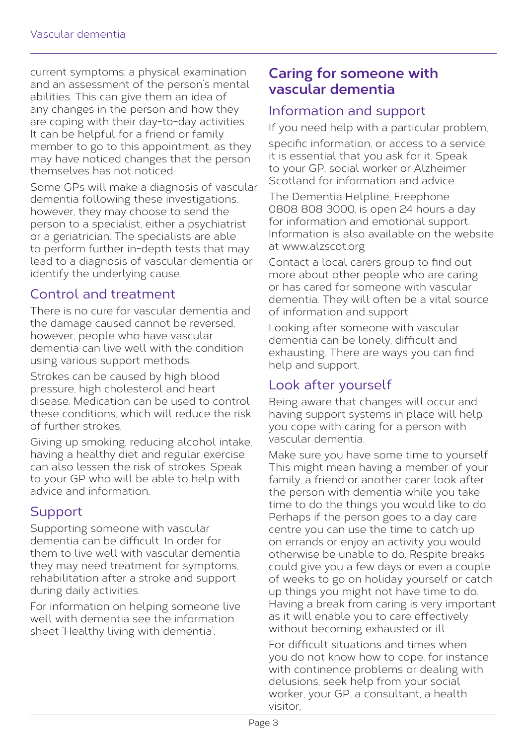current symptoms; a physical examination and an assessment of the person's mental abilities. This can give them an idea of any changes in the person and how they are coping with their day-to-day activities. It can be helpful for a friend or family member to go to this appointment, as they may have noticed changes that the person themselves has not noticed.

Some GPs will make a diagnosis of vascular dementia following these investigations; however, they may choose to send the person to a specialist, either a psychiatrist or a geriatrician. The specialists are able to perform further in-depth tests that may lead to a diagnosis of vascular dementia or identify the underlying cause.

### Control and treatment

There is no cure for vascular dementia and the damage caused cannot be reversed, however, people who have vascular dementia can live well with the condition using various support methods.

Strokes can be caused by high blood pressure, high cholesterol and heart disease. Medication can be used to control these conditions, which will reduce the risk of further strokes.

Giving up smoking, reducing alcohol intake, having a healthy diet and regular exercise can also lessen the risk of strokes. Speak to your GP who will be able to help with advice and information.

### Support

Supporting someone with vascular dementia can be difficult. In order for them to live well with vascular dementia they may need treatment for symptoms, rehabilitation after a stroke and support during daily activities.

For information on helping someone live well with dementia see the information sheet 'Healthy living with dementia'.

## Caring for someone with vascular dementia

### Information and support

If you need help with a particular problem, specific information, or access to a service, it is essential that you ask for it. Speak to your GP, social worker or Alzheimer Scotland for information and advice.

The Dementia Helpline, Freephone 0808 808 3000, is open 24 hours a day for information and emotional support. Information is also available on the website at www.alzscot.org

Contact a local carers group to find out more about other people who are caring or has cared for someone with vascular dementia. They will often be a vital source of information and support.

Looking after someone with vascular dementia can be lonely, difficult and exhausting. There are ways you can find help and support.

### Look after yourself

Being aware that changes will occur and having support systems in place will help you cope with caring for a person with vascular dementia.

Make sure you have some time to yourself. This might mean having a member of your family, a friend or another carer look after the person with dementia while you take time to do the things you would like to do. Perhaps if the person goes to a day care centre you can use the time to catch up on errands or enjoy an activity you would otherwise be unable to do. Respite breaks could give you a few days or even a couple of weeks to go on holiday yourself or catch up things you might not have time to do. Having a break from caring is very important as it will enable you to care effectively without becoming exhausted or ill.

For difficult situations and times when you do not know how to cope, for instance with continence problems or dealing with delusions, seek help from your social worker, your GP, a consultant, a health visitor,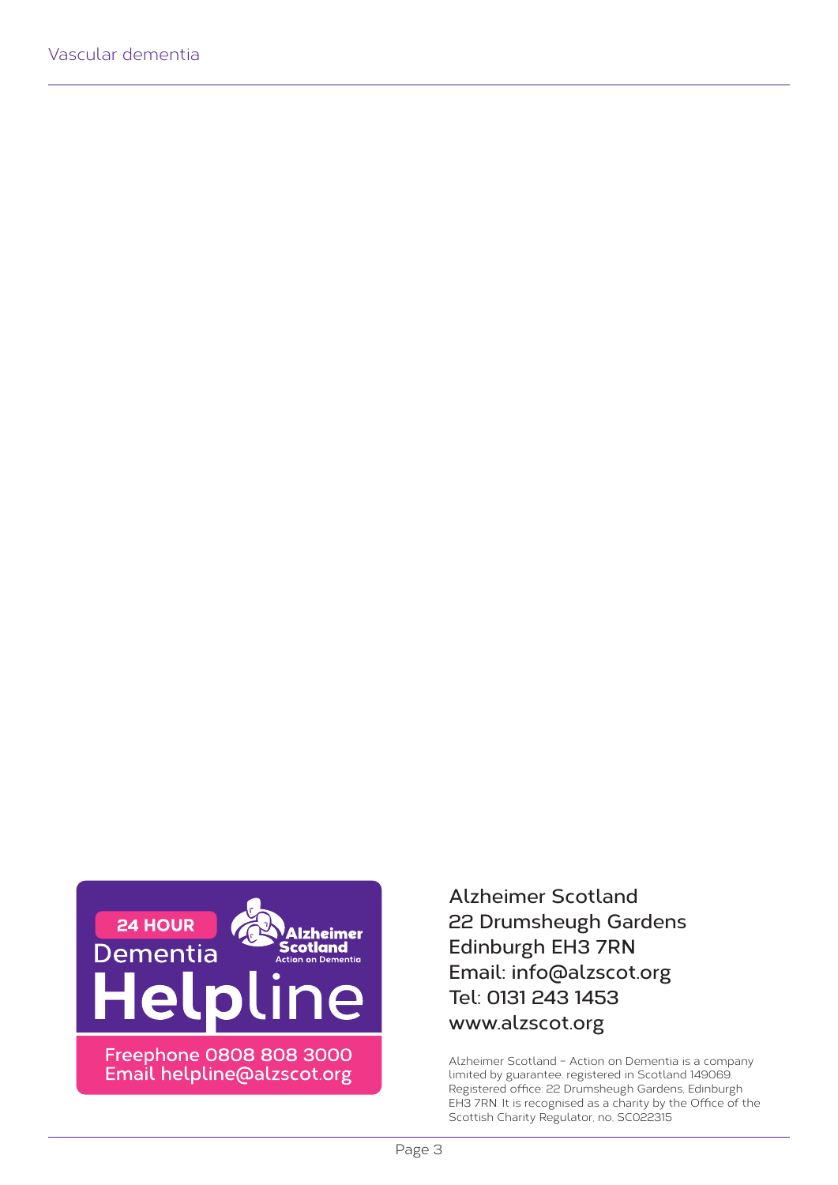24 HOUR
Dementia
Helpline

Alzheimer Scotland
Action on Dementia

Freephone 0808 808 3000
Email helpline@alzscot.org

Alzheimer Scotland
22 Drumsheugh Gardens
Edinburgh EH3 7RN
Email: info@alzscot.org
Tel: 0131 243 1453
www.alzscot.org

Alzheimer Scotland – Action on Dementia is a company limited by guarantee, registered in Scotland 149069. Registered office: 22 Drumsheugh Gardens, Edinburgh EH3 7RN. It is recognised as a charity by the Office of the Scottish Charity Regulator, no. SC022315